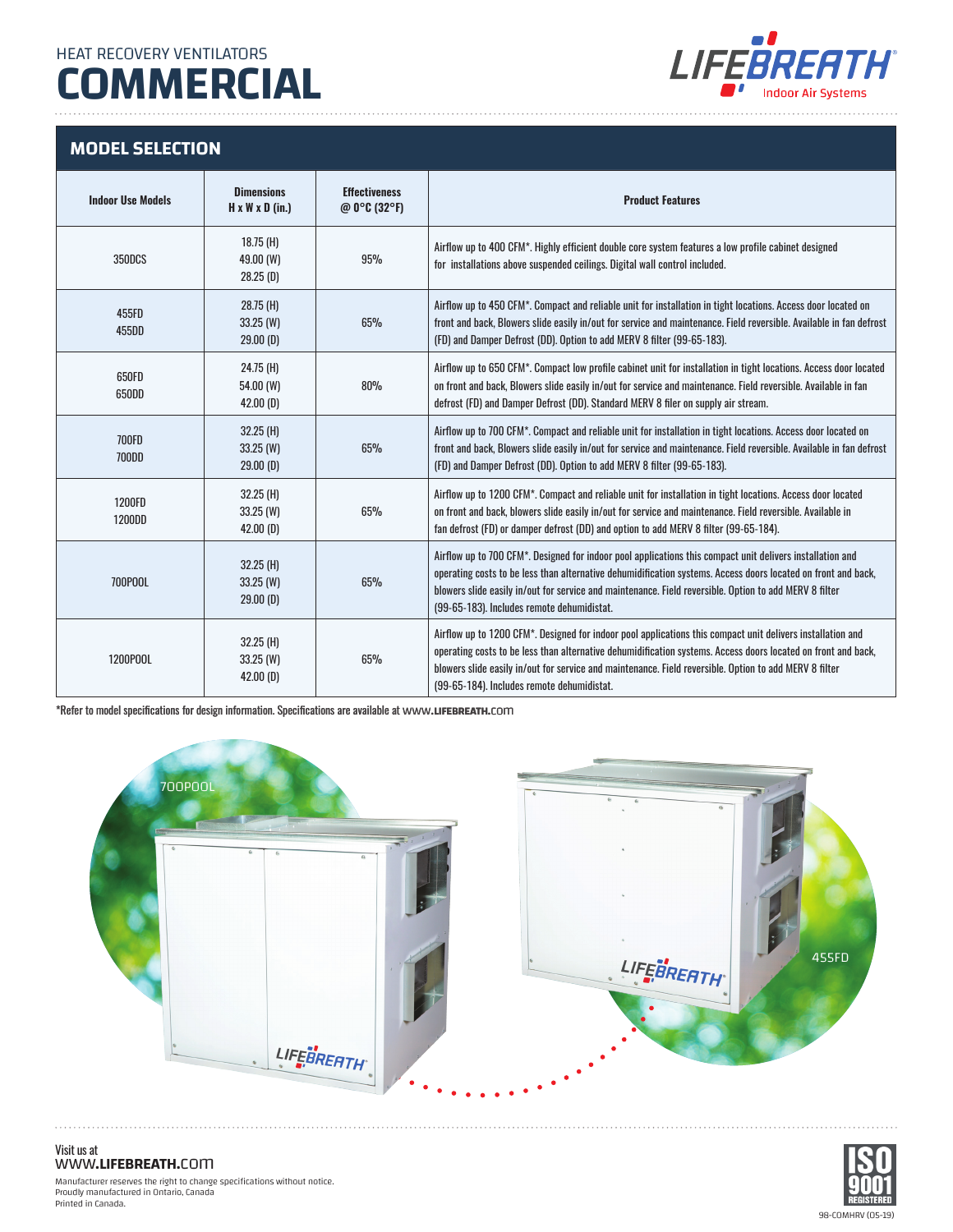HEAT RECOVERY VENTILATORS

# COMMERCIAL

LIFEBREATH® Indoor Air Systems

## MODEL SELECTION

| Indoor Use Models | Dimensions H x W x D (in.) | Effectiveness @ 0°C (32°F) | Product Features |
|---|---|---|---|
| 350DCS | 18.75 (H) 49.00 (W) 28.25 (D) | 95% | Airflow up to 400 CFM*. Highly efficient double core system features a low profile cabinet designed for installations above suspended ceilings. Digital wall control included. |
| 455FD 455DD | 28.75 (H) 33.25 (W) 29.00 (D) | 65% | Airflow up to 450 CFM*. Compact and reliable unit for installation in tight locations. Access door located on front and back, Blowers slide easily in/out for service and maintenance. Field reversible. Available in fan defrost (FD) and Damper Defrost (DD). Option to add MERV 8 filter (99-65-183). |
| 650FD 650DD | 24.75 (H) 54.00 (W) 42.00 (D) | 80% | Airflow up to 650 CFM*. Compact low profile cabinet unit for installation in tight locations. Access door located on front and back, Blowers slide easily in/out for service and maintenance. Field reversible. Available in fan defrost (FD) and Damper Defrost (DD). Standard MERV 8 filer on supply air stream. |
| 700FD 700DD | 32.25 (H) 33.25 (W) 29.00 (D) | 65% | Airflow up to 700 CFM*. Compact and reliable unit for installation in tight locations. Access door located on front and back, Blowers slide easily in/out for service and maintenance. Field reversible. Available in fan defrost (FD) and Damper Defrost (DD). Option to add MERV 8 filter (99-65-183). |
| 1200FD 1200DD | 32.25 (H) 33.25 (W) 42.00 (D) | 65% | Airflow up to 1200 CFM*. Compact and reliable unit for installation in tight locations. Access door located on front and back, blowers slide easily in/out for service and maintenance. Field reversible. Available in fan defrost (FD) or damper defrost (DD) and option to add MERV 8 filter (99-65-184). |
| 700POOL | 32.25 (H) 33.25 (W) 29.00 (D) | 65% | Airflow up to 700 CFM*. Designed for indoor pool applications this compact unit delivers installation and operating costs to be less than alternative dehumidification systems. Access doors located on front and back, blowers slide easily in/out for service and maintenance. Field reversible. Option to add MERV 8 filter (99-65-183). Includes remote dehumidistat. |
| 1200POOL | 32.25 (H) 33.25 (W) 42.00 (D) | 65% | Airflow up to 1200 CFM*. Designed for indoor pool applications this compact unit delivers installation and operating costs to be less than alternative dehumidification systems. Access doors located on front and back, blowers slide easily in/out for service and maintenance. Field reversible. Option to add MERV 8 filter (99-65-184). Includes remote dehumidistat. |

*Refer to model specifications for design information. Specifications are available at www.lifebreath.com

700POOL

455FD

Visit us at
www.lifebreath.com

Manufacturer reserves the right to change specifications without notice.
Proudly manufactured in Ontario, Canada
Printed in Canada.

ISO 9001 REGISTERED

98-COMHRV (05-19)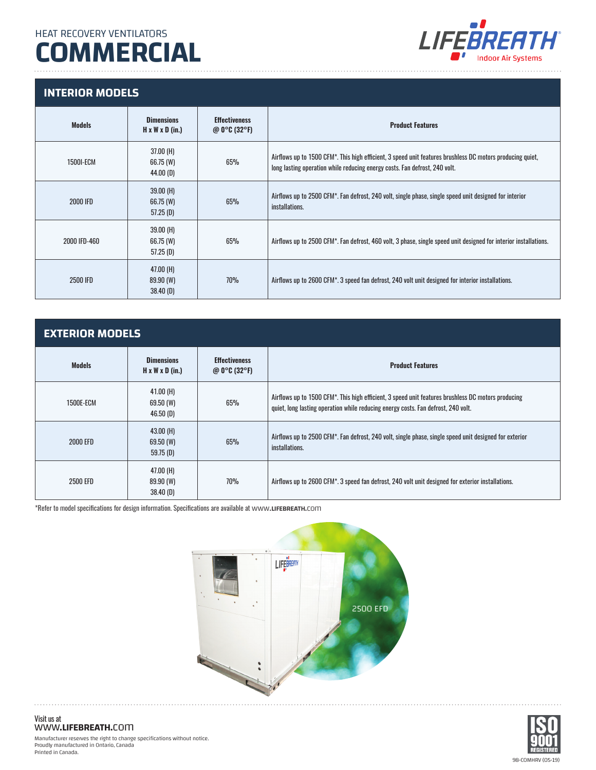HEAT RECOVERY VENTILATORS

# COMMERCIAL

## INTERIOR MODELS

| Models | Dimensions H x W x D (in.) | Effectiveness @ 0°C (32°F) | Product Features |
|---|---|---|---|
| 1500I-ECM | 37.00 (H) 66.75 (W) 44.00 (D) | 65% | Airflows up to 1500 CFM*. This high efficient, 3 speed unit features brushless DC motors producing quiet, long lasting operation while reducing energy costs. Fan defrost, 240 volt. |
| 2000 IFD | 39.00 (H) 66.75 (W) 57.25 (D) | 65% | Airflows up to 2500 CFM*. Fan defrost, 240 volt, single phase, single speed unit designed for interior installations. |
| 2000 IFD-460 | 39.00 (H) 66.75 (W) 57.25 (D) | 65% | Airflows up to 2500 CFM*. Fan defrost, 460 volt, 3 phase, single speed unit designed for interior installations. |
| 2500 IFD | 47.00 (H) 89.90 (W) 38.40 (D) | 70% | Airflows up to 2600 CFM*. 3 speed fan defrost, 240 volt unit designed for interior installations. |

## EXTERIOR MODELS

| Models | Dimensions H x W x D (in.) | Effectiveness @ 0°C (32°F) | Product Features |
|---|---|---|---|
| 1500E-ECM | 41.00 (H) 69.50 (W) 46.50 (D) | 65% | Airflows up to 1500 CFM*. This high efficient, 3 speed unit features brushless DC motors producing quiet, long lasting operation while reducing energy costs. Fan defrost, 240 volt. |
| 2000 EFD | 43.00 (H) 69.50 (W) 59.75 (D) | 65% | Airflows up to 2500 CFM*. Fan defrost, 240 volt, single phase, single speed unit designed for exterior installations. |
| 2500 EFD | 47.00 (H) 89.90 (W) 38.40 (D) | 70% | Airflows up to 2600 CFM*. 3 speed fan defrost, 240 volt unit designed for exterior installations. |

*Refer to model specifications for design information. Specifications are available at www.lifebreath.com

2500 EFD

Visit us at
www.lifebreath.com

Manufacturer reserves the right to change specifications without notice.
Proudly manufactured in Ontario, Canada
Printed in Canada.

98-COMHRV (05-19)